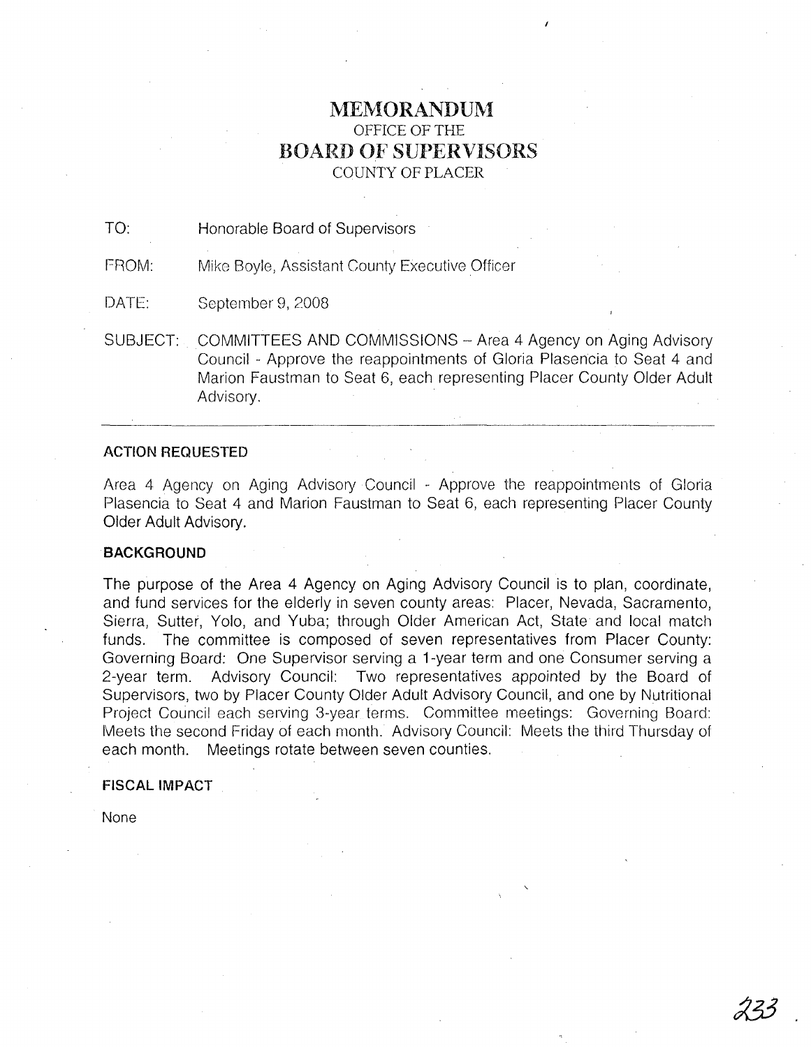# MEMORANDUM
OFFICE OF THE
## BOARD OF SUPERVISORS
COUNTY OF PLACER

TO: Honorable Board of Supervisors

FROM: Mike Boyle, Assistant County Executive Officer

DATE: September 9, 2008

SUBJECT: COMMITTEES AND COMMISSIONS – Area 4 Agency on Aging Advisory Council - Approve the reappointments of Gloria Plasencia to Seat 4 and Marion Faustman to Seat 6, each representing Placer County Older Adult Advisory.

---

**ACTION REQUESTED**

Area 4 Agency on Aging Advisory Council - Approve the reappointments of Gloria Plasencia to Seat 4 and Marion Faustman to Seat 6, each representing Placer County Older Adult Advisory.

**BACKGROUND**

The purpose of the Area 4 Agency on Aging Advisory Council is to plan, coordinate, and fund services for the elderly in seven county areas: Placer, Nevada, Sacramento, Sierra, Sutter, Yolo, and Yuba; through Older American Act, State and local match funds. The committee is composed of seven representatives from Placer County: Governing Board: One Supervisor serving a 1-year term and one Consumer serving a 2-year term. Advisory Council: Two representatives appointed by the Board of Supervisors, two by Placer County Older Adult Advisory Council, and one by Nutritional Project Council each serving 3-year terms. Committee meetings: Governing Board: Meets the second Friday of each month. Advisory Council: Meets the third Thursday of each month. Meetings rotate between seven counties.

**FISCAL IMPACT**

None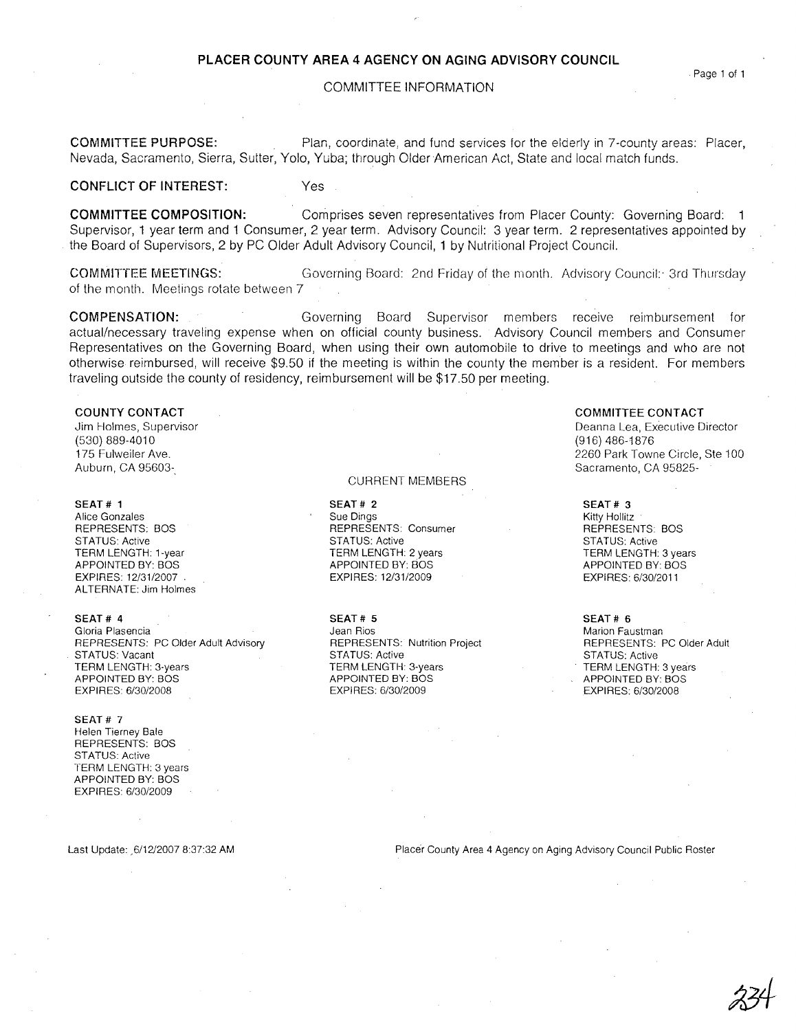# PLACER COUNTY AREA 4 AGENCY ON AGING ADVISORY COUNCIL

## COMMITTEE INFORMATION

**COMMITTEE PURPOSE:** Plan, coordinate, and fund services for the elderly in 7-county areas: Placer, Nevada, Sacramento, Sierra, Sutter, Yolo, Yuba; through Older American Act, State and local match funds.

**CONFLICT OF INTEREST:** Yes

**COMMITTEE COMPOSITION:** Comprises seven representatives from Placer County: Governing Board: 1 Supervisor, 1 year term and 1 Consumer, 2 year term. Advisory Council: 3 year term. 2 representatives appointed by the Board of Supervisors, 2 by PC Older Adult Advisory Council, 1 by Nutritional Project Council.

**COMMITTEE MEETINGS:** Governing Board: 2nd Friday of the month. Advisory Council: 3rd Thursday of the month. Meetings rotate between 7

**COMPENSATION:** Governing Board Supervisor members receive reimbursement for actual/necessary traveling expense when on official county business. Advisory Council members and Consumer Representatives on the Governing Board, when using their own automobile to drive to meetings and who are not otherwise reimbursed, will receive $9.50 if the meeting is within the county the member is a resident. For members traveling outside the county of residency, reimbursement will be $17.50 per meeting.

**COUNTY CONTACT**
Jim Holmes, Supervisor
(530) 889-4010
175 Fulweiler Ave.
Auburn, CA 95603-

**COMMITTEE CONTACT**
Deanna Lea, Executive Director
(916) 486-1876
2260 Park Towne Circle, Ste 100
Sacramento, CA 95825-

### CURRENT MEMBERS

**SEAT # 1**
Alice Gonzales
REPRESENTS: BOS
STATUS: Active
TERM LENGTH: 1-year
APPOINTED BY: BOS
EXPIRES: 12/31/2007
ALTERNATE: Jim Holmes

**SEAT # 2**
Sue Dings
REPRESENTS: Consumer
STATUS: Active
TERM LENGTH: 2 years
APPOINTED BY: BOS
EXPIRES: 12/31/2009

**SEAT # 3**
Kitty Hollitz
REPRESENTS: BOS
STATUS: Active
TERM LENGTH: 3 years
APPOINTED BY: BOS
EXPIRES: 6/30/2011

**SEAT # 4**
Gloria Plasencia
REPRESENTS: PC Older Adult Advisory
STATUS: Vacant
TERM LENGTH: 3-years
APPOINTED BY: BOS
EXPIRES: 6/30/2008

**SEAT # 5**
Jean Rios
REPRESENTS: Nutrition Project
STATUS: Active
TERM LENGTH: 3-years
APPOINTED BY: BOS
EXPIRES: 6/30/2009

**SEAT # 6**
Marion Faustman
REPRESENTS: PC Older Adult
STATUS: Active
TERM LENGTH: 3 years
APPOINTED BY: BOS
EXPIRES: 6/30/2008

**SEAT # 7**
Helen Tierney Bale
REPRESENTS: BOS
STATUS: Active
TERM LENGTH: 3 years
APPOINTED BY: BOS
EXPIRES: 6/30/2009

Last Update: 6/12/2007 8:37:32 AM

Placer County Area 4 Agency on Aging Advisory Council Public Roster